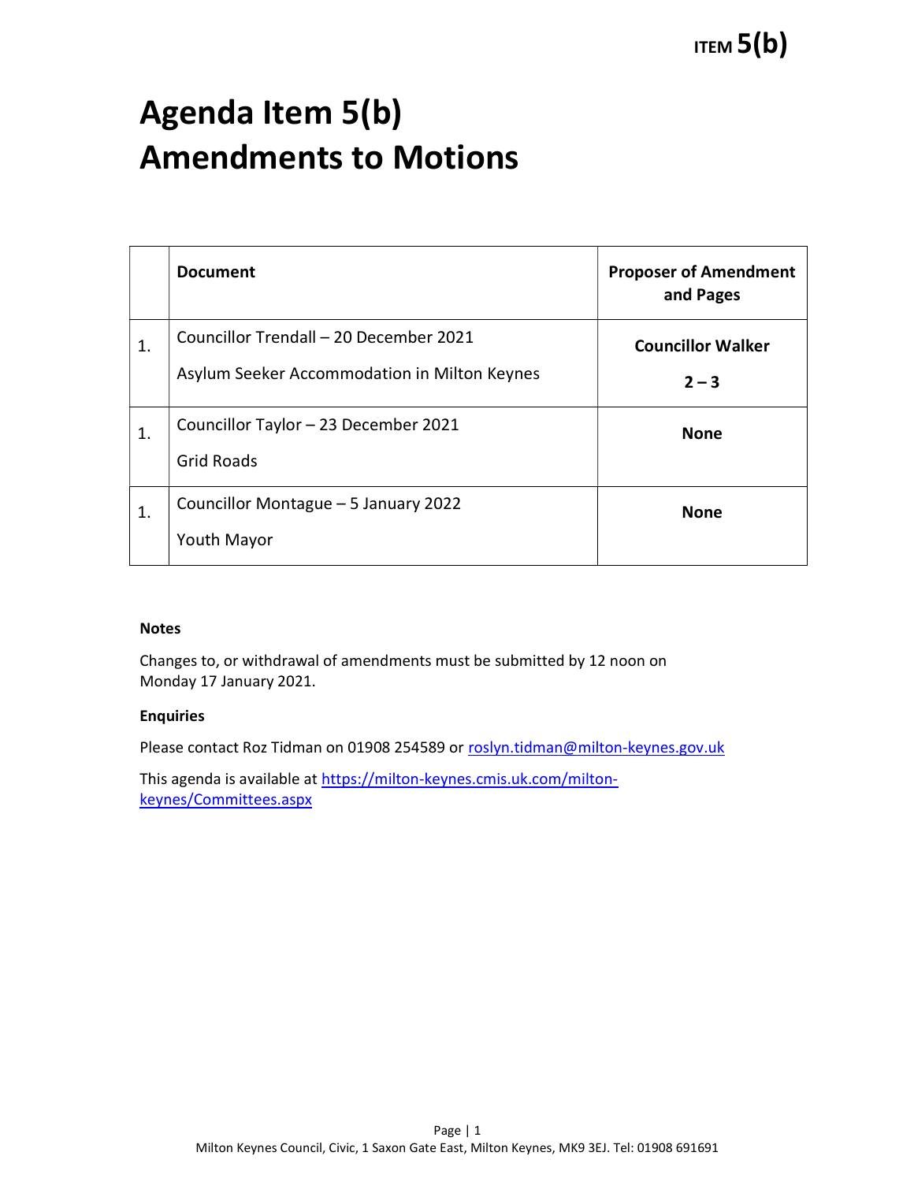# Agenda Item 5(b)
# Amendments to Motions

| | Document | Proposer of Amendment and Pages |
|---|---|---|
| 1. | Councillor Trendall – 20 December 2021<br>Asylum Seeker Accommodation in Milton Keynes | **Councillor Walker**<br>**2 – 3** |
| 1. | Councillor Taylor – 23 December 2021<br>Grid Roads | **None** |
| 1. | Councillor Montague – 5 January 2022<br>Youth Mayor | **None** |

**Notes**

Changes to, or withdrawal of amendments must be submitted by 12 noon on Monday 17 January 2021.

**Enquiries**

Please contact Roz Tidman on 01908 254589 or roslyn.tidman@milton-keynes.gov.uk

This agenda is available at https://milton-keynes.cmis.uk.com/milton-keynes/Committees.aspx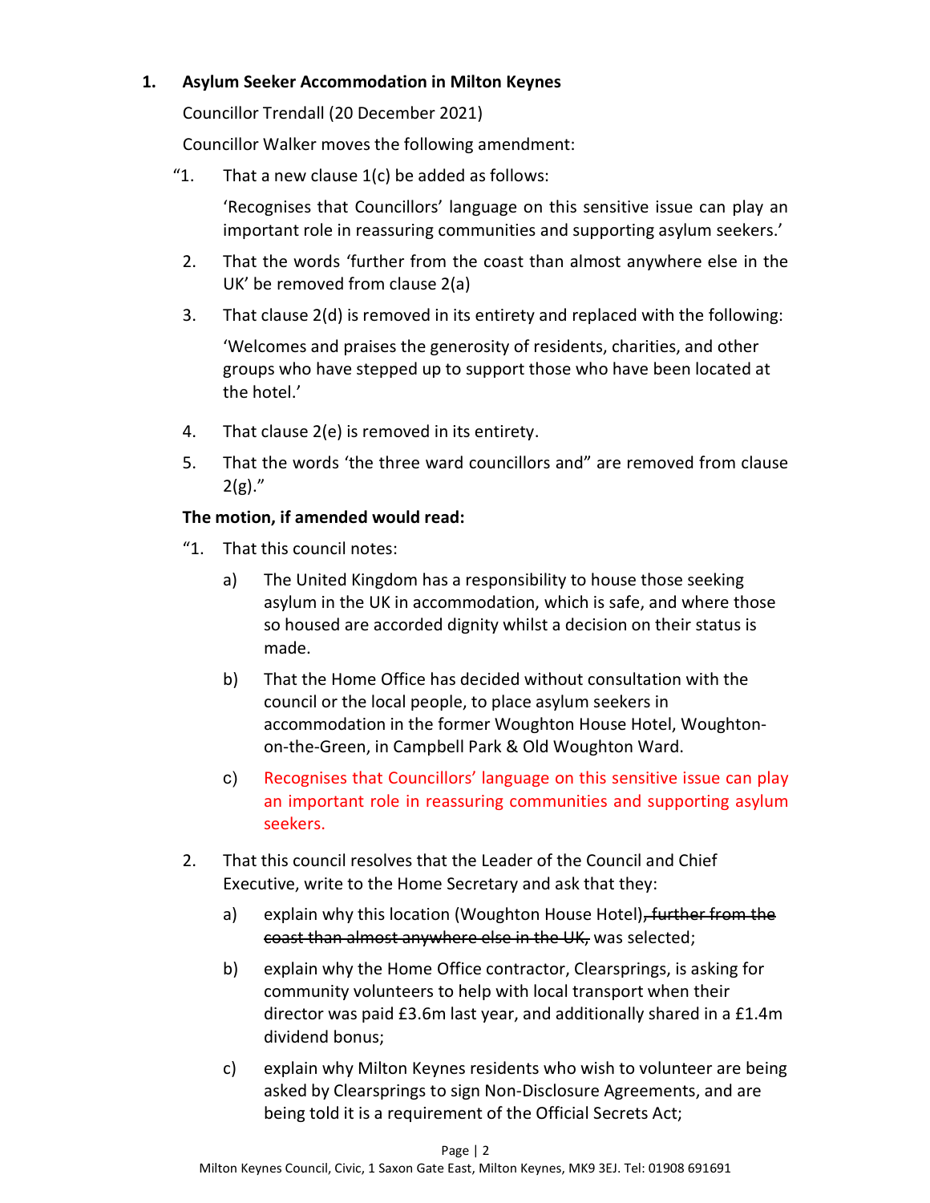1. **Asylum Seeker Accommodation in Milton Keynes**

   Councillor Trendall (20 December 2021)

   Councillor Walker moves the following amendment:

   "1. That a new clause 1(c) be added as follows:

   'Recognises that Councillors' language on this sensitive issue can play an important role in reassuring communities and supporting asylum seekers.'

   2. That the words 'further from the coast than almost anywhere else in the UK' be removed from clause 2(a)

   3. That clause 2(d) is removed in its entirety and replaced with the following:

   'Welcomes and praises the generosity of residents, charities, and other groups who have stepped up to support those who have been located at the hotel.'

   4. That clause 2(e) is removed in its entirety.

   5. That the words 'the three ward councillors and" are removed from clause 2(g)."

   **The motion, if amended would read:**

   "1. That this council notes:

   a) The United Kingdom has a responsibility to house those seeking asylum in the UK in accommodation, which is safe, and where those so housed are accorded dignity whilst a decision on their status is made.

   b) That the Home Office has decided without consultation with the council or the local people, to place asylum seekers in accommodation in the former Woughton House Hotel, Woughton-on-the-Green, in Campbell Park & Old Woughton Ward.

   c) Recognises that Councillors' language on this sensitive issue can play an important role in reassuring communities and supporting asylum seekers.

   2. That this council resolves that the Leader of the Council and Chief Executive, write to the Home Secretary and ask that they:

   a) explain why this location (Woughton House Hotel)~~, further from the coast than almost anywhere else in the UK,~~ was selected;

   b) explain why the Home Office contractor, Clearsprings, is asking for community volunteers to help with local transport when their director was paid £3.6m last year, and additionally shared in a £1.4m dividend bonus;

   c) explain why Milton Keynes residents who wish to volunteer are being asked by Clearsprings to sign Non-Disclosure Agreements, and are being told it is a requirement of the Official Secrets Act;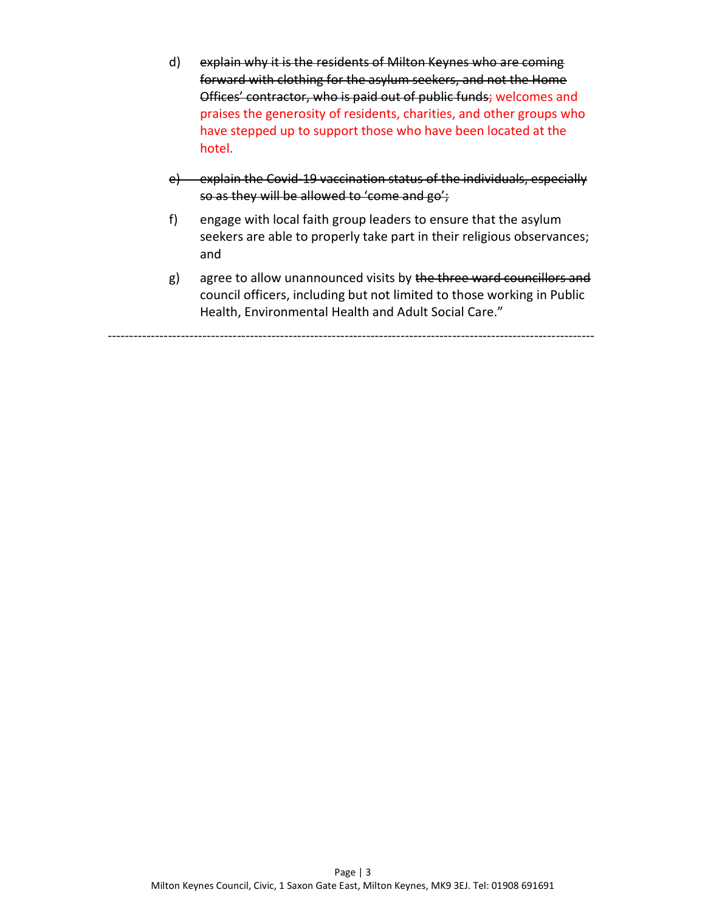d) ~~explain why it is the residents of Milton Keynes who are coming forward with clothing for the asylum seekers, and not the Home Offices' contractor, who is paid out of public funds;~~ welcomes and praises the generosity of residents, charities, and other groups who have stepped up to support those who have been located at the hotel.

~~e) explain the Covid-19 vaccination status of the individuals, especially so as they will be allowed to 'come and go';~~

f) engage with local faith group leaders to ensure that the asylum seekers are able to properly take part in their religious observances; and

g) agree to allow unannounced visits by ~~the three ward councillors and~~ council officers, including but not limited to those working in Public Health, Environmental Health and Adult Social Care."

---